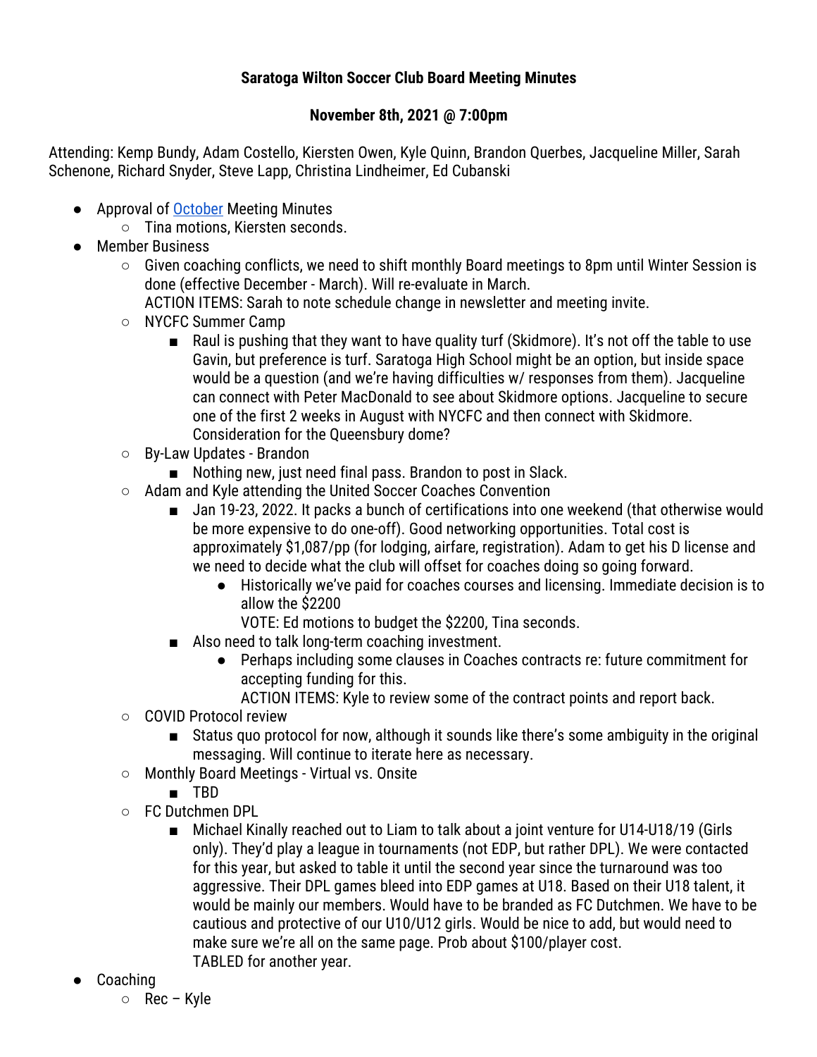**Saratoga Wilton Soccer Club Board Meeting Minutes**

**November 8th, 2021 @ 7:00pm**

Attending: Kemp Bundy, Adam Costello, Kiersten Owen, Kyle Quinn, Brandon Querbes, Jacqueline Miller, Sarah Schenone, Richard Snyder, Steve Lapp, Christina Lindheimer, Ed Cubanski

- Approval of October Meeting Minutes
  - Tina motions, Kiersten seconds.
- Member Business
  - Given coaching conflicts, we need to shift monthly Board meetings to 8pm until Winter Session is done (effective December - March). Will re-evaluate in March.
    ACTION ITEMS: Sarah to note schedule change in newsletter and meeting invite.
  - NYCFC Summer Camp
    - Raul is pushing that they want to have quality turf (Skidmore). It's not off the table to use Gavin, but preference is turf. Saratoga High School might be an option, but inside space would be a question (and we're having difficulties w/ responses from them). Jacqueline can connect with Peter MacDonald to see about Skidmore options. Jacqueline to secure one of the first 2 weeks in August with NYCFC and then connect with Skidmore. Consideration for the Queensbury dome?
  - By-Law Updates - Brandon
    - Nothing new, just need final pass. Brandon to post in Slack.
  - Adam and Kyle attending the United Soccer Coaches Convention
    - Jan 19-23, 2022. It packs a bunch of certifications into one weekend (that otherwise would be more expensive to do one-off). Good networking opportunities. Total cost is approximately $1,087/pp (for lodging, airfare, registration). Adam to get his D license and we need to decide what the club will offset for coaches doing so going forward.
      - Historically we've paid for coaches courses and licensing. Immediate decision is to allow the $2200
        VOTE: Ed motions to budget the $2200, Tina seconds.
    - Also need to talk long-term coaching investment.
      - Perhaps including some clauses in Coaches contracts re: future commitment for accepting funding for this.
        ACTION ITEMS: Kyle to review some of the contract points and report back.
  - COVID Protocol review
    - Status quo protocol for now, although it sounds like there's some ambiguity in the original messaging. Will continue to iterate here as necessary.
  - Monthly Board Meetings - Virtual vs. Onsite
    - TBD
  - FC Dutchmen DPL
    - Michael Kinally reached out to Liam to talk about a joint venture for U14-U18/19 (Girls only). They'd play a league in tournaments (not EDP, but rather DPL). We were contacted for this year, but asked to table it until the second year since the turnaround was too aggressive. Their DPL games bleed into EDP games at U18. Based on their U18 talent, it would be mainly our members. Would have to be branded as FC Dutchmen. We have to be cautious and protective of our U10/U12 girls. Would be nice to add, but would need to make sure we're all on the same page. Prob about $100/player cost.
      TABLED for another year.
- Coaching
  - Rec – Kyle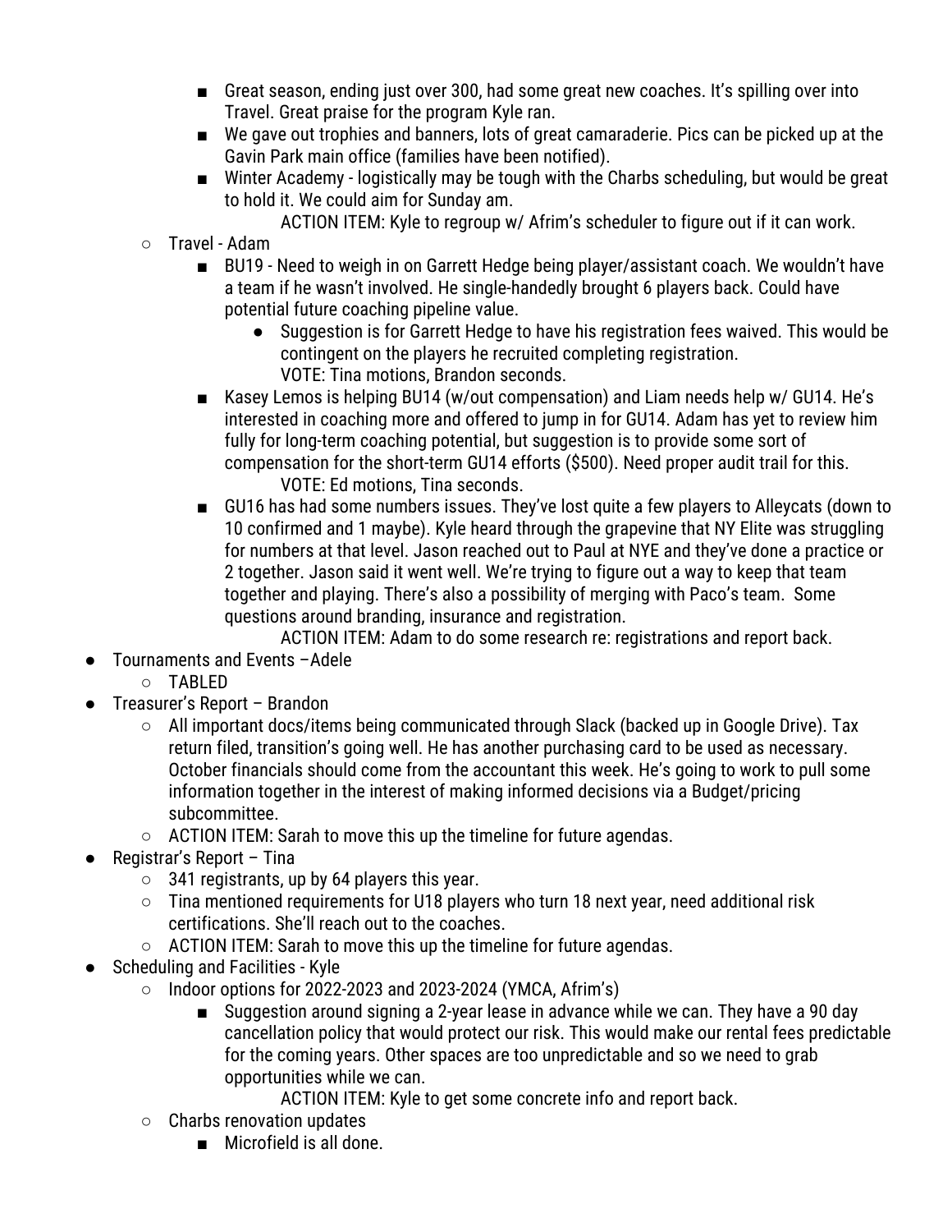- Great season, ending just over 300, had some great new coaches. It's spilling over into Travel. Great praise for the program Kyle ran.
            - We gave out trophies and banners, lots of great camaraderie. Pics can be picked up at the Gavin Park main office (families have been notified).
            - Winter Academy - logistically may be tough with the Charbs scheduling, but would be great to hold it. We could aim for Sunday am.

              ACTION ITEM: Kyle to regroup w/ Afrim's scheduler to figure out if it can work.
    - Travel - Adam
        - BU19 - Need to weigh in on Garrett Hedge being player/assistant coach. We wouldn't have a team if he wasn't involved. He single-handedly brought 6 players back. Could have potential future coaching pipeline value.
            - Suggestion is for Garrett Hedge to have his registration fees waived. This would be contingent on the players he recruited completing registration.

              VOTE: Tina motions, Brandon seconds.
        - Kasey Lemos is helping BU14 (w/out compensation) and Liam needs help w/ GU14. He's interested in coaching more and offered to jump in for GU14. Adam has yet to review him fully for long-term coaching potential, but suggestion is to provide some sort of compensation for the short-term GU14 efforts ($500). Need proper audit trail for this.

          VOTE: Ed motions, Tina seconds.
        - GU16 has had some numbers issues. They've lost quite a few players to Alleycats (down to 10 confirmed and 1 maybe). Kyle heard through the grapevine that NY Elite was struggling for numbers at that level. Jason reached out to Paul at NYE and they've done a practice or 2 together. Jason said it went well. We're trying to figure out a way to keep that team together and playing. There's also a possibility of merging with Paco's team. Some questions around branding, insurance and registration.

          ACTION ITEM: Adam to do some research re: registrations and report back.
- Tournaments and Events –Adele
    - TABLED
- Treasurer's Report – Brandon
    - All important docs/items being communicated through Slack (backed up in Google Drive). Tax return filed, transition's going well. He has another purchasing card to be used as necessary. October financials should come from the accountant this week. He's going to work to pull some information together in the interest of making informed decisions via a Budget/pricing subcommittee.
    - ACTION ITEM: Sarah to move this up the timeline for future agendas.
- Registrar's Report – Tina
    - 341 registrants, up by 64 players this year.
    - Tina mentioned requirements for U18 players who turn 18 next year, need additional risk certifications. She'll reach out to the coaches.
    - ACTION ITEM: Sarah to move this up the timeline for future agendas.
- Scheduling and Facilities - Kyle
    - Indoor options for 2022-2023 and 2023-2024 (YMCA, Afrim's)
        - Suggestion around signing a 2-year lease in advance while we can. They have a 90 day cancellation policy that would protect our risk. This would make our rental fees predictable for the coming years. Other spaces are too unpredictable and so we need to grab opportunities while we can.

          ACTION ITEM: Kyle to get some concrete info and report back.
    - Charbs renovation updates
        - Microfield is all done.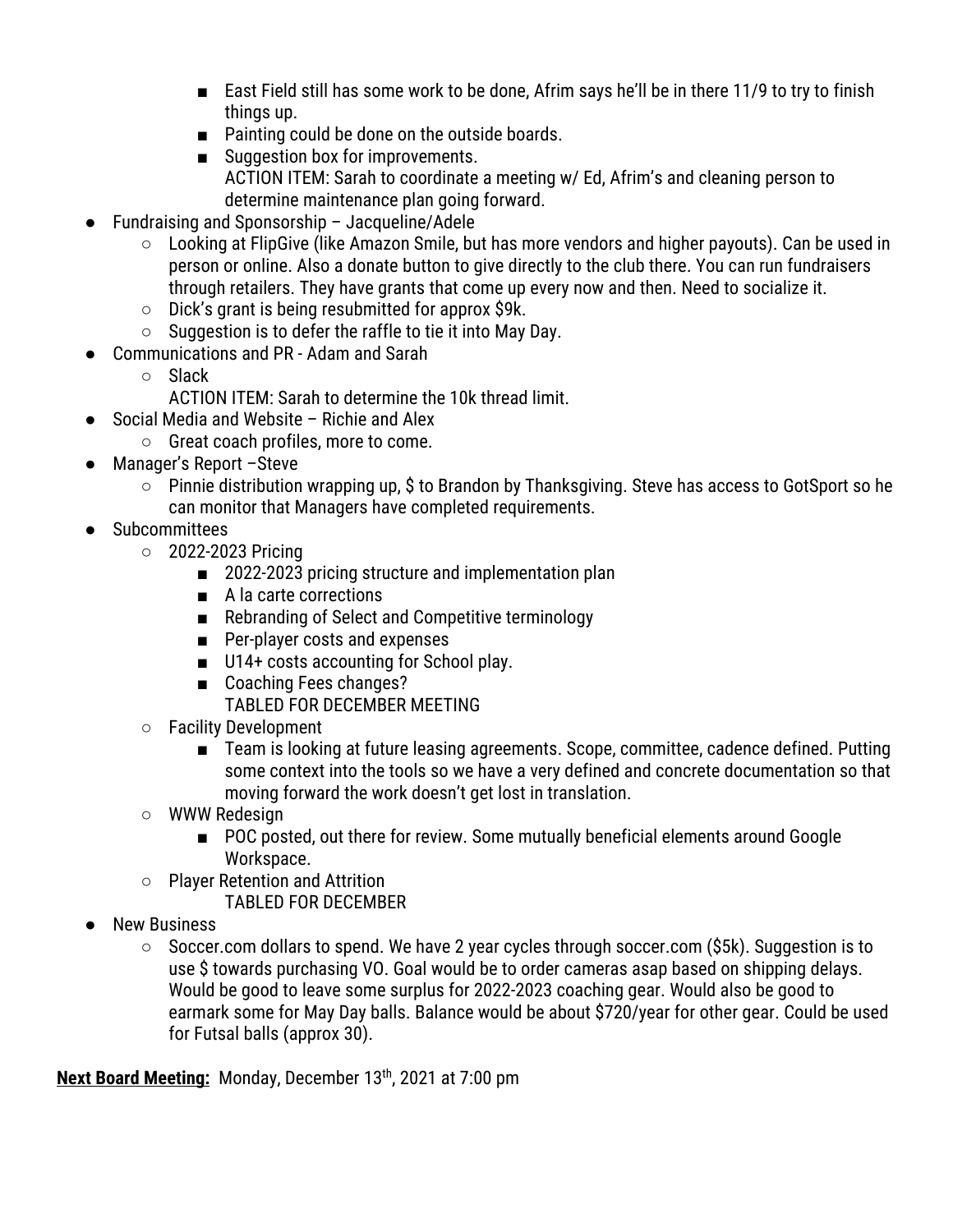- East Field still has some work to be done, Afrim says he'll be in there 11/9 to try to finish things up.
    - Painting could be done on the outside boards.
    - Suggestion box for improvements.
      ACTION ITEM: Sarah to coordinate a meeting w/ Ed, Afrim's and cleaning person to determine maintenance plan going forward.
- Fundraising and Sponsorship – Jacqueline/Adele
  - Looking at FlipGive (like Amazon Smile, but has more vendors and higher payouts). Can be used in person or online. Also a donate button to give directly to the club there. You can run fundraisers through retailers. They have grants that come up every now and then. Need to socialize it.
  - Dick's grant is being resubmitted for approx $9k.
  - Suggestion is to defer the raffle to tie it into May Day.
- Communications and PR - Adam and Sarah
  - Slack
    ACTION ITEM: Sarah to determine the 10k thread limit.
- Social Media and Website – Richie and Alex
  - Great coach profiles, more to come.
- Manager's Report –Steve
  - Pinnie distribution wrapping up, $ to Brandon by Thanksgiving. Steve has access to GotSport so he can monitor that Managers have completed requirements.
- Subcommittees
  - 2022-2023 Pricing
    - 2022-2023 pricing structure and implementation plan
    - A la carte corrections
    - Rebranding of Select and Competitive terminology
    - Per-player costs and expenses
    - U14+ costs accounting for School play.
    - Coaching Fees changes?
      TABLED FOR DECEMBER MEETING
  - Facility Development
    - Team is looking at future leasing agreements. Scope, committee, cadence defined. Putting some context into the tools so we have a very defined and concrete documentation so that moving forward the work doesn't get lost in translation.
  - WWW Redesign
    - POC posted, out there for review. Some mutually beneficial elements around Google Workspace.
  - Player Retention and Attrition
    TABLED FOR DECEMBER
- New Business
  - Soccer.com dollars to spend. We have 2 year cycles through soccer.com ($5k). Suggestion is to use $ towards purchasing VO. Goal would be to order cameras asap based on shipping delays. Would be good to leave some surplus for 2022-2023 coaching gear. Would also be good to earmark some for May Day balls. Balance would be about $720/year for other gear. Could be used for Futsal balls (approx 30).

**Next Board Meeting:** Monday, December 13th, 2021 at 7:00 pm